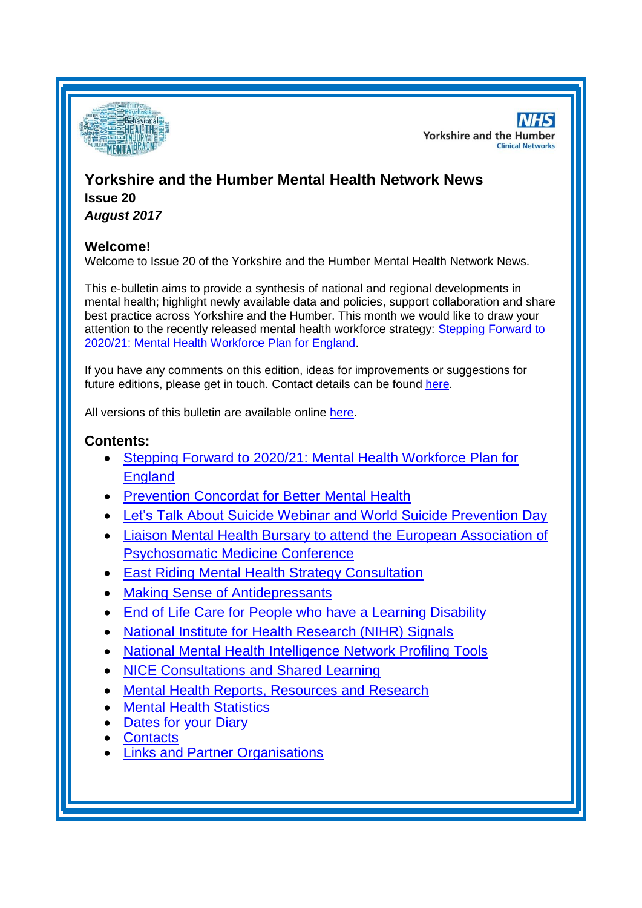NHS Yorkshire and the Humber Clinical Networks

# Yorkshire and the Humber Mental Health Network News

**Issue 20**

***August 2017***

## Welcome!

Welcome to Issue 20 of the Yorkshire and the Humber Mental Health Network News.

This e-bulletin aims to provide a synthesis of national and regional developments in mental health; highlight newly available data and policies, support collaboration and share best practice across Yorkshire and the Humber. This month we would like to draw your attention to the recently released mental health workforce strategy: [Stepping Forward to 2020/21: Mental Health Workforce Plan for England]().

If you have any comments on this edition, ideas for improvements or suggestions for future editions, please get in touch. Contact details can be found [here]().

All versions of this bulletin are available online [here]().

## Contents:

- [Stepping Forward to 2020/21: Mental Health Workforce Plan for England]()
- [Prevention Concordat for Better Mental Health]()
- [Let's Talk About Suicide Webinar and World Suicide Prevention Day]()
- [Liaison Mental Health Bursary to attend the European Association of Psychosomatic Medicine Conference]()
- [East Riding Mental Health Strategy Consultation]()
- [Making Sense of Antidepressants]()
- [End of Life Care for People who have a Learning Disability]()
- [National Institute for Health Research (NIHR) Signals]()
- [National Mental Health Intelligence Network Profiling Tools]()
- [NICE Consultations and Shared Learning]()
- [Mental Health Reports, Resources and Research]()
- [Mental Health Statistics]()
- [Dates for your Diary]()
- [Contacts]()
- [Links and Partner Organisations]()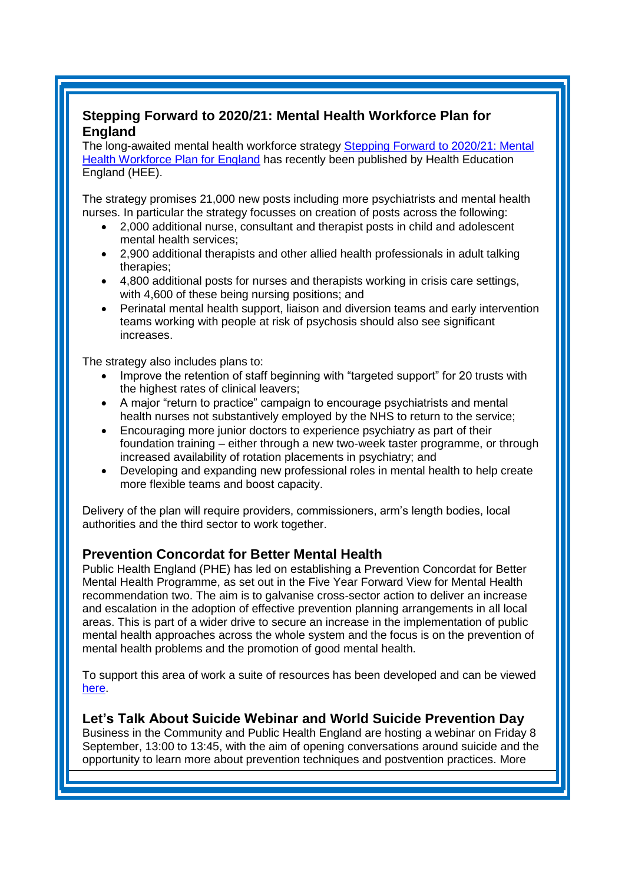## Stepping Forward to 2020/21: Mental Health Workforce Plan for England

The long-awaited mental health workforce strategy [Stepping Forward to 2020/21: Mental Health Workforce Plan for England]() has recently been published by Health Education England (HEE).

The strategy promises 21,000 new posts including more psychiatrists and mental health nurses. In particular the strategy focusses on creation of posts across the following:

- 2,000 additional nurse, consultant and therapist posts in child and adolescent mental health services;
- 2,900 additional therapists and other allied health professionals in adult talking therapies;
- 4,800 additional posts for nurses and therapists working in crisis care settings, with 4,600 of these being nursing positions; and
- Perinatal mental health support, liaison and diversion teams and early intervention teams working with people at risk of psychosis should also see significant increases.

The strategy also includes plans to:

- Improve the retention of staff beginning with "targeted support" for 20 trusts with the highest rates of clinical leavers;
- A major "return to practice" campaign to encourage psychiatrists and mental health nurses not substantively employed by the NHS to return to the service;
- Encouraging more junior doctors to experience psychiatry as part of their foundation training – either through a new two-week taster programme, or through increased availability of rotation placements in psychiatry; and
- Developing and expanding new professional roles in mental health to help create more flexible teams and boost capacity.

Delivery of the plan will require providers, commissioners, arm's length bodies, local authorities and the third sector to work together.

## Prevention Concordat for Better Mental Health

Public Health England (PHE) has led on establishing a Prevention Concordat for Better Mental Health Programme, as set out in the Five Year Forward View for Mental Health recommendation two. The aim is to galvanise cross-sector action to deliver an increase and escalation in the adoption of effective prevention planning arrangements in all local areas. This is part of a wider drive to secure an increase in the implementation of public mental health approaches across the whole system and the focus is on the prevention of mental health problems and the promotion of good mental health.

To support this area of work a suite of resources has been developed and can be viewed [here]().

## Let's Talk About Suicide Webinar and World Suicide Prevention Day

Business in the Community and Public Health England are hosting a webinar on Friday 8 September, 13:00 to 13:45, with the aim of opening conversations around suicide and the opportunity to learn more about prevention techniques and postvention practices. More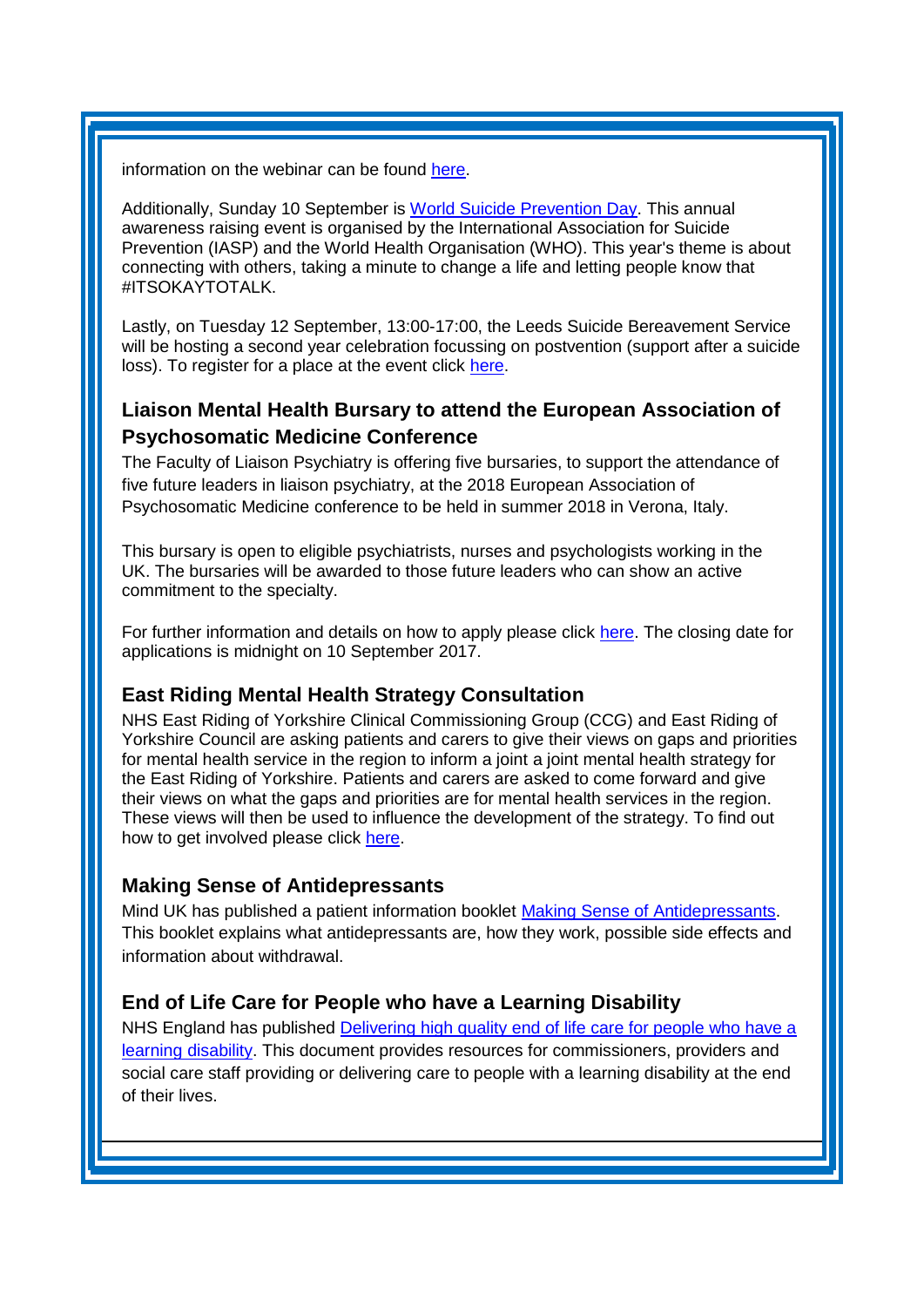information on the webinar can be found here.

Additionally, Sunday 10 September is World Suicide Prevention Day. This annual awareness raising event is organised by the International Association for Suicide Prevention (IASP) and the World Health Organisation (WHO). This year's theme is about connecting with others, taking a minute to change a life and letting people know that #ITSOKAYTOTALK.

Lastly, on Tuesday 12 September, 13:00-17:00, the Leeds Suicide Bereavement Service will be hosting a second year celebration focussing on postvention (support after a suicide loss). To register for a place at the event click here.

### Liaison Mental Health Bursary to attend the European Association of Psychosomatic Medicine Conference

The Faculty of Liaison Psychiatry is offering five bursaries, to support the attendance of five future leaders in liaison psychiatry, at the 2018 European Association of Psychosomatic Medicine conference to be held in summer 2018 in Verona, Italy.

This bursary is open to eligible psychiatrists, nurses and psychologists working in the UK. The bursaries will be awarded to those future leaders who can show an active commitment to the specialty.

For further information and details on how to apply please click here. The closing date for applications is midnight on 10 September 2017.

### East Riding Mental Health Strategy Consultation

NHS East Riding of Yorkshire Clinical Commissioning Group (CCG) and East Riding of Yorkshire Council are asking patients and carers to give their views on gaps and priorities for mental health service in the region to inform a joint a joint mental health strategy for the East Riding of Yorkshire. Patients and carers are asked to come forward and give their views on what the gaps and priorities are for mental health services in the region. These views will then be used to influence the development of the strategy. To find out how to get involved please click here.

### Making Sense of Antidepressants

Mind UK has published a patient information booklet Making Sense of Antidepressants. This booklet explains what antidepressants are, how they work, possible side effects and information about withdrawal.

### End of Life Care for People who have a Learning Disability

NHS England has published Delivering high quality end of life care for people who have a learning disability. This document provides resources for commissioners, providers and social care staff providing or delivering care to people with a learning disability at the end of their lives.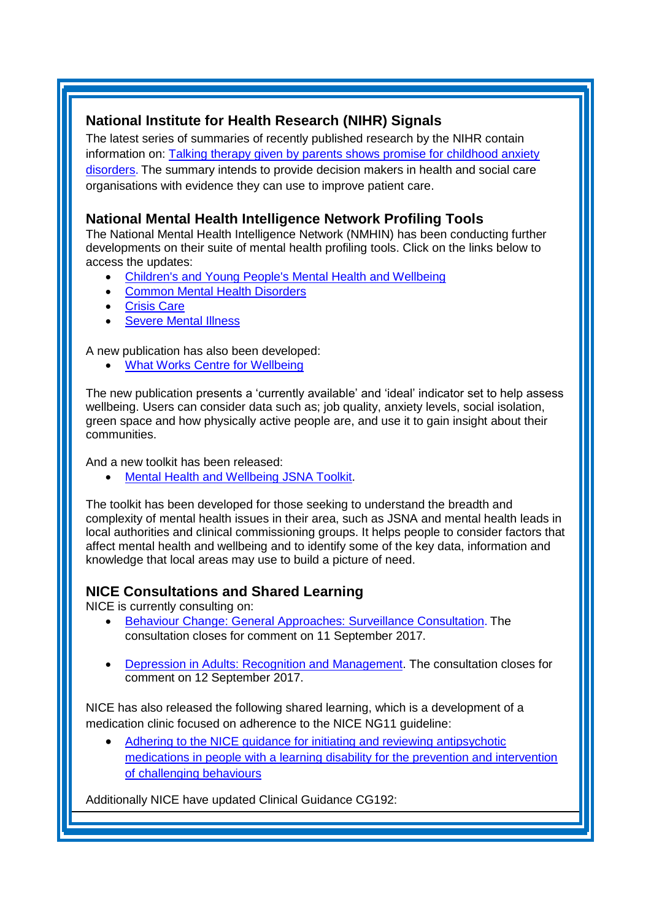## National Institute for Health Research (NIHR) Signals

The latest series of summaries of recently published research by the NIHR contain information on: Talking therapy given by parents shows promise for childhood anxiety disorders. The summary intends to provide decision makers in health and social care organisations with evidence they can use to improve patient care.

## National Mental Health Intelligence Network Profiling Tools

The National Mental Health Intelligence Network (NMHIN) has been conducting further developments on their suite of mental health profiling tools. Click on the links below to access the updates:

- Children's and Young People's Mental Health and Wellbeing
- Common Mental Health Disorders
- Crisis Care
- Severe Mental Illness

A new publication has also been developed:

- What Works Centre for Wellbeing

The new publication presents a 'currently available' and 'ideal' indicator set to help assess wellbeing. Users can consider data such as; job quality, anxiety levels, social isolation, green space and how physically active people are, and use it to gain insight about their communities.

And a new toolkit has been released:

- Mental Health and Wellbeing JSNA Toolkit.

The toolkit has been developed for those seeking to understand the breadth and complexity of mental health issues in their area, such as JSNA and mental health leads in local authorities and clinical commissioning groups. It helps people to consider factors that affect mental health and wellbeing and to identify some of the key data, information and knowledge that local areas may use to build a picture of need.

## NICE Consultations and Shared Learning

NICE is currently consulting on:

- Behaviour Change: General Approaches: Surveillance Consultation. The consultation closes for comment on 11 September 2017.

- Depression in Adults: Recognition and Management. The consultation closes for comment on 12 September 2017.

NICE has also released the following shared learning, which is a development of a medication clinic focused on adherence to the NICE NG11 guideline:

- Adhering to the NICE guidance for initiating and reviewing antipsychotic medications in people with a learning disability for the prevention and intervention of challenging behaviours

Additionally NICE have updated Clinical Guidance CG192: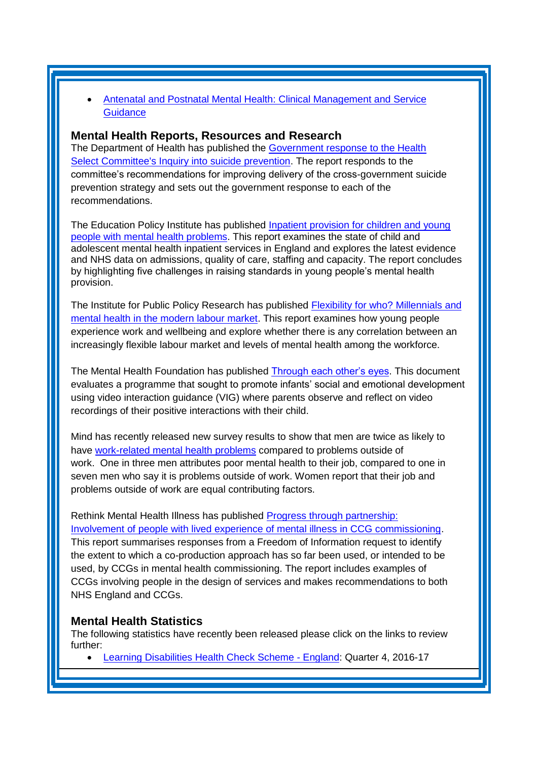- Antenatal and Postnatal Mental Health: Clinical Management and Service Guidance

## Mental Health Reports, Resources and Research

The Department of Health has published the Government response to the Health Select Committee's Inquiry into suicide prevention. The report responds to the committee's recommendations for improving delivery of the cross-government suicide prevention strategy and sets out the government response to each of the recommendations.

The Education Policy Institute has published Inpatient provision for children and young people with mental health problems. This report examines the state of child and adolescent mental health inpatient services in England and explores the latest evidence and NHS data on admissions, quality of care, staffing and capacity. The report concludes by highlighting five challenges in raising standards in young people's mental health provision.

The Institute for Public Policy Research has published Flexibility for who? Millennials and mental health in the modern labour market. This report examines how young people experience work and wellbeing and explore whether there is any correlation between an increasingly flexible labour market and levels of mental health among the workforce.

The Mental Health Foundation has published Through each other's eyes. This document evaluates a programme that sought to promote infants' social and emotional development using video interaction guidance (VIG) where parents observe and reflect on video recordings of their positive interactions with their child.

Mind has recently released new survey results to show that men are twice as likely to have work-related mental health problems compared to problems outside of work. One in three men attributes poor mental health to their job, compared to one in seven men who say it is problems outside of work. Women report that their job and problems outside of work are equal contributing factors.

Rethink Mental Health Illness has published Progress through partnership: Involvement of people with lived experience of mental illness in CCG commissioning. This report summarises responses from a Freedom of Information request to identify the extent to which a co-production approach has so far been used, or intended to be used, by CCGs in mental health commissioning. The report includes examples of CCGs involving people in the design of services and makes recommendations to both NHS England and CCGs.

## Mental Health Statistics

The following statistics have recently been released please click on the links to review further:

- Learning Disabilities Health Check Scheme - England: Quarter 4, 2016-17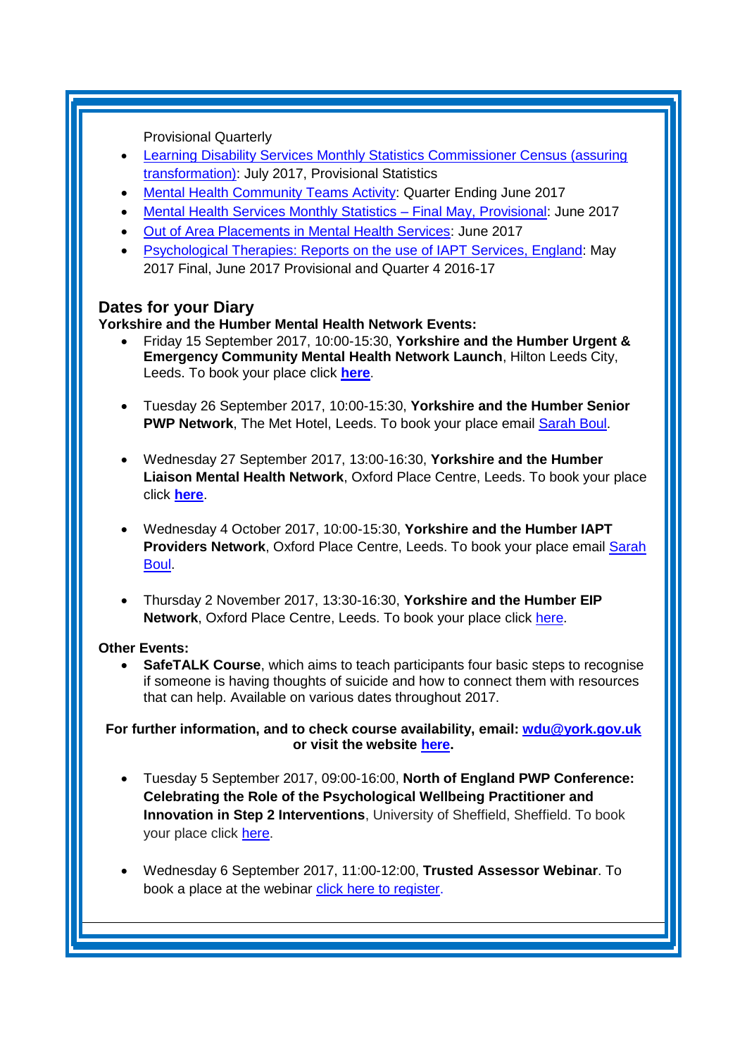Provisional Quarterly

- Learning Disability Services Monthly Statistics Commissioner Census (assuring transformation): July 2017, Provisional Statistics
- Mental Health Community Teams Activity: Quarter Ending June 2017
- Mental Health Services Monthly Statistics – Final May, Provisional: June 2017
- Out of Area Placements in Mental Health Services: June 2017
- Psychological Therapies: Reports on the use of IAPT Services, England: May 2017 Final, June 2017 Provisional and Quarter 4 2016-17

## Dates for your Diary

**Yorkshire and the Humber Mental Health Network Events:**

- Friday 15 September 2017, 10:00-15:30, **Yorkshire and the Humber Urgent & Emergency Community Mental Health Network Launch**, Hilton Leeds City, Leeds. To book your place click **here**.

- Tuesday 26 September 2017, 10:00-15:30, **Yorkshire and the Humber Senior PWP Network**, The Met Hotel, Leeds. To book your place email Sarah Boul.

- Wednesday 27 September 2017, 13:00-16:30, **Yorkshire and the Humber Liaison Mental Health Network**, Oxford Place Centre, Leeds. To book your place click **here**.

- Wednesday 4 October 2017, 10:00-15:30, **Yorkshire and the Humber IAPT Providers Network**, Oxford Place Centre, Leeds. To book your place email Sarah Boul.

- Thursday 2 November 2017, 13:30-16:30, **Yorkshire and the Humber EIP Network**, Oxford Place Centre, Leeds. To book your place click here.

**Other Events:**

- **SafeTALK Course**, which aims to teach participants four basic steps to recognise if someone is having thoughts of suicide and how to connect them with resources that can help. Available on various dates throughout 2017.

**For further information, and to check course availability, email: wdu@york.gov.uk or visit the website here.**

- Tuesday 5 September 2017, 09:00-16:00, **North of England PWP Conference: Celebrating the Role of the Psychological Wellbeing Practitioner and Innovation in Step 2 Interventions**, University of Sheffield, Sheffield. To book your place click here.

- Wednesday 6 September 2017, 11:00-12:00, **Trusted Assessor Webinar**. To book a place at the webinar click here to register.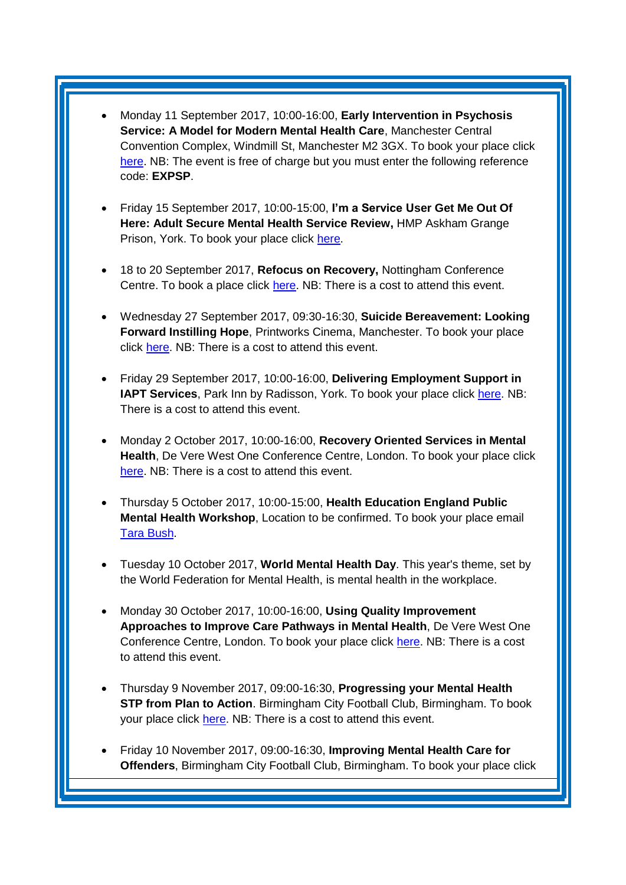- Monday 11 September 2017, 10:00-16:00, **Early Intervention in Psychosis Service: A Model for Modern Mental Health Care**, Manchester Central Convention Complex, Windmill St, Manchester M2 3GX. To book your place click here. NB: The event is free of charge but you must enter the following reference code: **EXPSP**.

- Friday 15 September 2017, 10:00-15:00, **I'm a Service User Get Me Out Of Here: Adult Secure Mental Health Service Review,** HMP Askham Grange Prison, York. To book your place click here.

- 18 to 20 September 2017, **Refocus on Recovery,** Nottingham Conference Centre. To book a place click here. NB: There is a cost to attend this event.

- Wednesday 27 September 2017, 09:30-16:30, **Suicide Bereavement: Looking Forward Instilling Hope**, Printworks Cinema, Manchester. To book your place click here. NB: There is a cost to attend this event.

- Friday 29 September 2017, 10:00-16:00, **Delivering Employment Support in IAPT Services**, Park Inn by Radisson, York. To book your place click here. NB: There is a cost to attend this event.

- Monday 2 October 2017, 10:00-16:00, **Recovery Oriented Services in Mental Health**, De Vere West One Conference Centre, London. To book your place click here. NB: There is a cost to attend this event.

- Thursday 5 October 2017, 10:00-15:00, **Health Education England Public Mental Health Workshop**, Location to be confirmed. To book your place email Tara Bush.

- Tuesday 10 October 2017, **World Mental Health Day**. This year's theme, set by the World Federation for Mental Health, is mental health in the workplace.

- Monday 30 October 2017, 10:00-16:00, **Using Quality Improvement Approaches to Improve Care Pathways in Mental Health**, De Vere West One Conference Centre, London. To book your place click here. NB: There is a cost to attend this event.

- Thursday 9 November 2017, 09:00-16:30, **Progressing your Mental Health STP from Plan to Action**. Birmingham City Football Club, Birmingham. To book your place click here. NB: There is a cost to attend this event.

- Friday 10 November 2017, 09:00-16:30, **Improving Mental Health Care for Offenders**, Birmingham City Football Club, Birmingham. To book your place click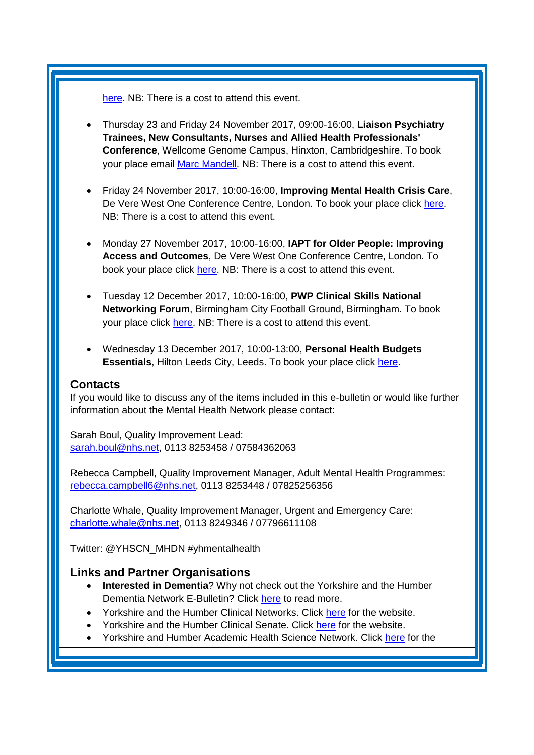here. NB: There is a cost to attend this event.

- Thursday 23 and Friday 24 November 2017, 09:00-16:00, **Liaison Psychiatry Trainees, New Consultants, Nurses and Allied Health Professionals' Conference**, Wellcome Genome Campus, Hinxton, Cambridgeshire. To book your place email Marc Mandell. NB: There is a cost to attend this event.

- Friday 24 November 2017, 10:00-16:00, **Improving Mental Health Crisis Care**, De Vere West One Conference Centre, London. To book your place click here. NB: There is a cost to attend this event.

- Monday 27 November 2017, 10:00-16:00, **IAPT for Older People: Improving Access and Outcomes**, De Vere West One Conference Centre, London. To book your place click here. NB: There is a cost to attend this event.

- Tuesday 12 December 2017, 10:00-16:00, **PWP Clinical Skills National Networking Forum**, Birmingham City Football Ground, Birmingham. To book your place click here. NB: There is a cost to attend this event.

- Wednesday 13 December 2017, 10:00-13:00, **Personal Health Budgets Essentials**, Hilton Leeds City, Leeds. To book your place click here.

## Contacts

If you would like to discuss any of the items included in this e-bulletin or would like further information about the Mental Health Network please contact:

Sarah Boul, Quality Improvement Lead:
sarah.boul@nhs.net, 0113 8253458 / 07584362063

Rebecca Campbell, Quality Improvement Manager, Adult Mental Health Programmes:
rebecca.campbell6@nhs.net, 0113 8253448 / 07825256356

Charlotte Whale, Quality Improvement Manager, Urgent and Emergency Care:
charlotte.whale@nhs.net, 0113 8249346 / 07796611108

Twitter: @YHSCN_MHDN #yhmentalhealth

## Links and Partner Organisations

- **Interested in Dementia**? Why not check out the Yorkshire and the Humber Dementia Network E-Bulletin? Click here to read more.
- Yorkshire and the Humber Clinical Networks. Click here for the website.
- Yorkshire and the Humber Clinical Senate. Click here for the website.
- Yorkshire and Humber Academic Health Science Network. Click here for the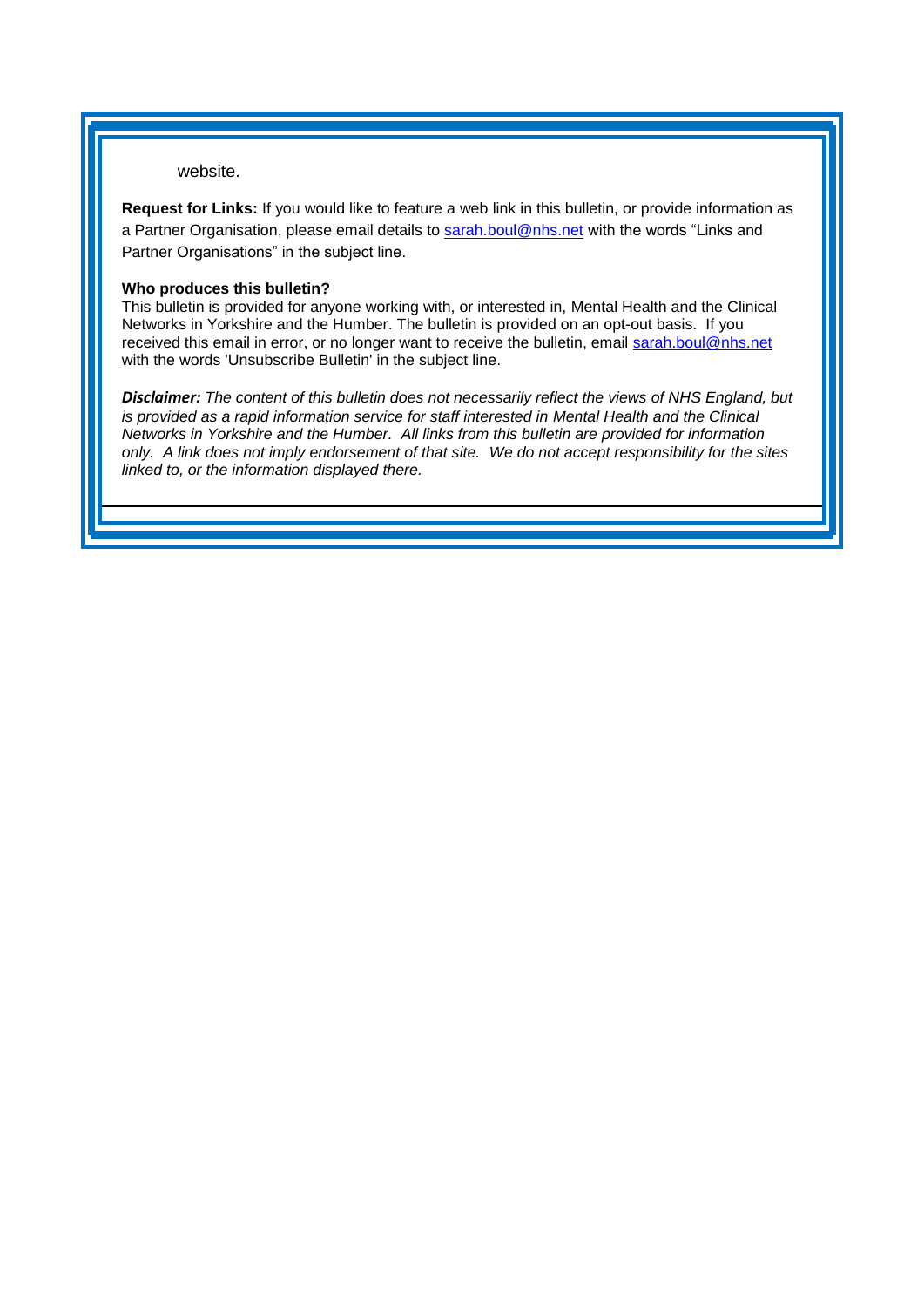website.

**Request for Links:** If you would like to feature a web link in this bulletin, or provide information as a Partner Organisation, please email details to sarah.boul@nhs.net with the words "Links and Partner Organisations" in the subject line.

**Who produces this bulletin?**
This bulletin is provided for anyone working with, or interested in, Mental Health and the Clinical Networks in Yorkshire and the Humber. The bulletin is provided on an opt-out basis. If you received this email in error, or no longer want to receive the bulletin, email sarah.boul@nhs.net with the words 'Unsubscribe Bulletin' in the subject line.

***Disclaimer:*** *The content of this bulletin does not necessarily reflect the views of NHS England, but is provided as a rapid information service for staff interested in Mental Health and the Clinical Networks in Yorkshire and the Humber. All links from this bulletin are provided for information only. A link does not imply endorsement of that site. We do not accept responsibility for the sites linked to, or the information displayed there.*